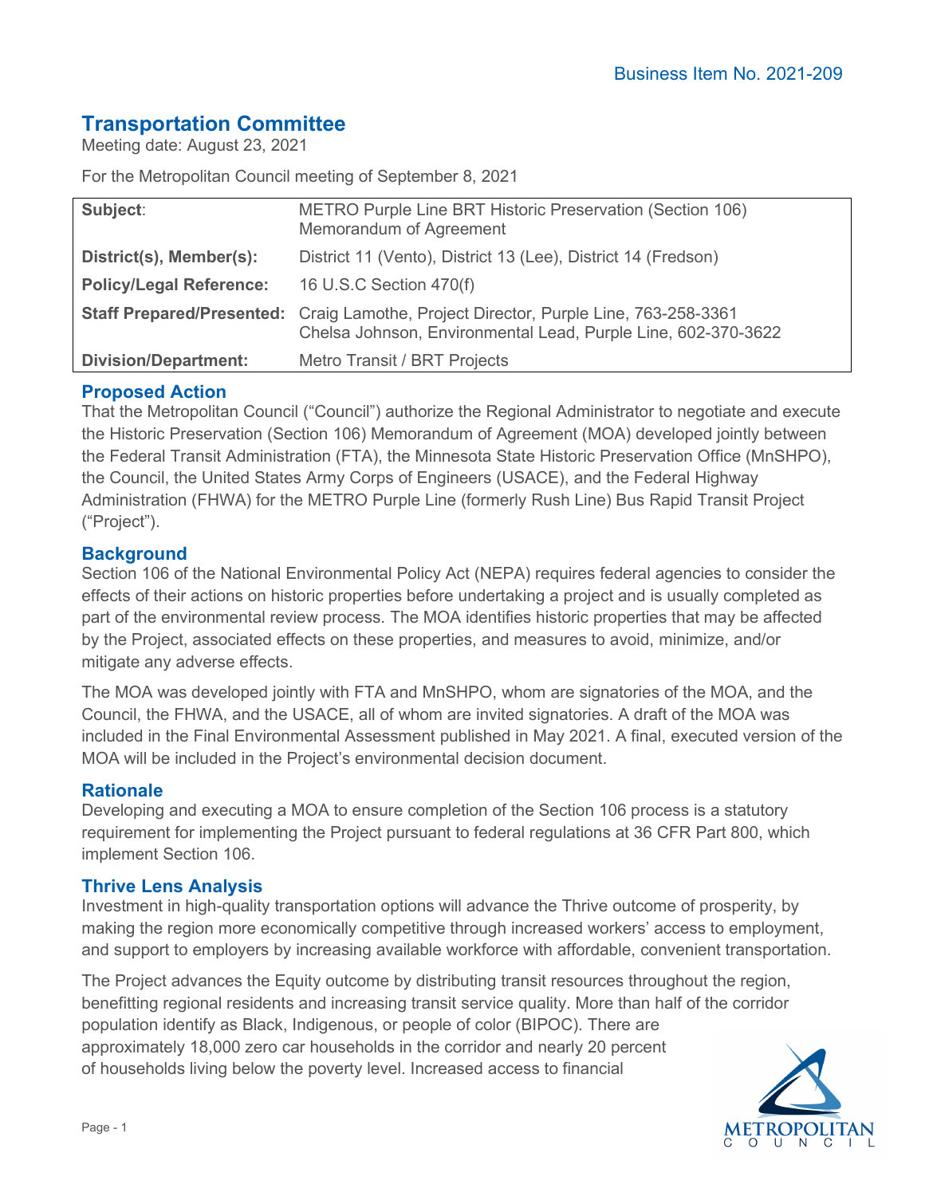Business Item No. 2021-209

# Transportation Committee

Meeting date: August 23, 2021

For the Metropolitan Council meeting of September 8, 2021

| **Subject**: | METRO Purple Line BRT Historic Preservation (Section 106) Memorandum of Agreement |
|---|---|
| **District(s), Member(s):** | District 11 (Vento), District 13 (Lee), District 14 (Fredson) |
| **Policy/Legal Reference:** | 16 U.S.C Section 470(f) |
| **Staff Prepared/Presented:** | Craig Lamothe, Project Director, Purple Line, 763-258-3361<br>Chelsa Johnson, Environmental Lead, Purple Line, 602-370-3622 |
| **Division/Department:** | Metro Transit / BRT Projects |

## Proposed Action

That the Metropolitan Council ("Council") authorize the Regional Administrator to negotiate and execute the Historic Preservation (Section 106) Memorandum of Agreement (MOA) developed jointly between the Federal Transit Administration (FTA), the Minnesota State Historic Preservation Office (MnSHPO), the Council, the United States Army Corps of Engineers (USACE), and the Federal Highway Administration (FHWA) for the METRO Purple Line (formerly Rush Line) Bus Rapid Transit Project ("Project").

## Background

Section 106 of the National Environmental Policy Act (NEPA) requires federal agencies to consider the effects of their actions on historic properties before undertaking a project and is usually completed as part of the environmental review process. The MOA identifies historic properties that may be affected by the Project, associated effects on these properties, and measures to avoid, minimize, and/or mitigate any adverse effects.

The MOA was developed jointly with FTA and MnSHPO, whom are signatories of the MOA, and the Council, the FHWA, and the USACE, all of whom are invited signatories. A draft of the MOA was included in the Final Environmental Assessment published in May 2021. A final, executed version of the MOA will be included in the Project's environmental decision document.

## Rationale

Developing and executing a MOA to ensure completion of the Section 106 process is a statutory requirement for implementing the Project pursuant to federal regulations at 36 CFR Part 800, which implement Section 106.

## Thrive Lens Analysis

Investment in high-quality transportation options will advance the Thrive outcome of prosperity, by making the region more economically competitive through increased workers' access to employment, and support to employers by increasing available workforce with affordable, convenient transportation.

The Project advances the Equity outcome by distributing transit resources throughout the region, benefitting regional residents and increasing transit service quality. More than half of the corridor population identify as Black, Indigenous, or people of color (BIPOC). There are approximately 18,000 zero car households in the corridor and nearly 20 percent of households living below the poverty level. Increased access to financial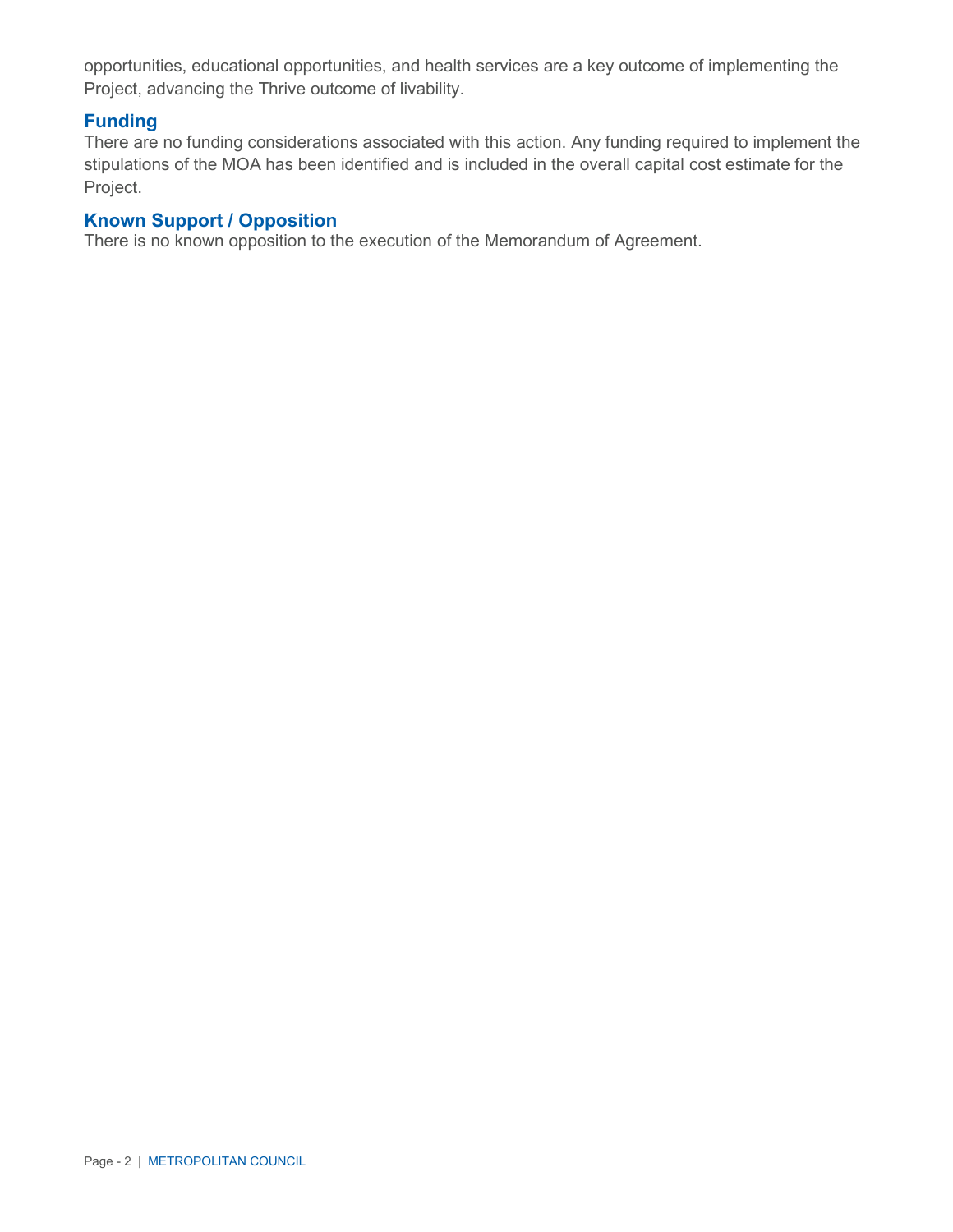opportunities, educational opportunities, and health services are a key outcome of implementing the Project, advancing the Thrive outcome of livability.

### Funding

There are no funding considerations associated with this action. Any funding required to implement the stipulations of the MOA has been identified and is included in the overall capital cost estimate for the Project.

### Known Support / Opposition

There is no known opposition to the execution of the Memorandum of Agreement.